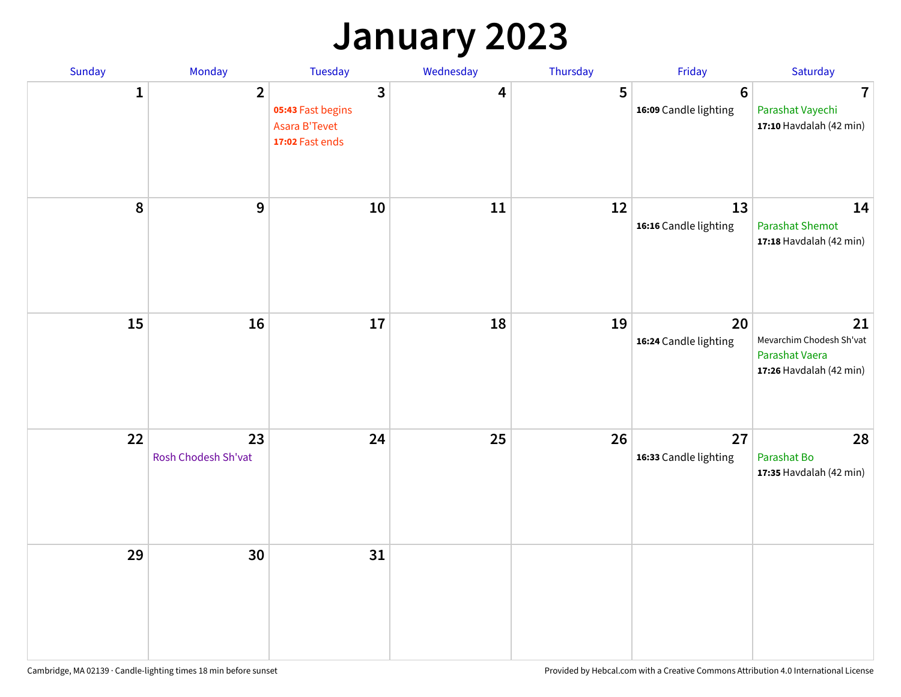# January 2023

| Sunday | Monday | Tuesday | Wednesday | Thursday | Friday | Saturday |
|---|---|---|---|---|---|---|
| 1 | 2 | 3<br>**05:43** Fast begins<br>Asara B'Tevet<br>**17:02** Fast ends | 4 | 5 | 6<br>**16:09** Candle lighting | 7<br>Parashat Vayechi<br>**17:10** Havdalah (42 min) |
| 8 | 9 | 10 | 11 | 12 | 13<br>**16:16** Candle lighting | 14<br>Parashat Shemot<br>**17:18** Havdalah (42 min) |
| 15 | 16 | 17 | 18 | 19 | 20<br>**16:24** Candle lighting | 21<br>Mevarchim Chodesh Sh'vat<br>Parashat Vaera<br>**17:26** Havdalah (42 min) |
| 22 | 23<br>Rosh Chodesh Sh'vat | 24 | 25 | 26 | 27<br>**16:33** Candle lighting | 28<br>Parashat Bo<br>**17:35** Havdalah (42 min) |
| 29 | 30 | 31 | | | | |

Cambridge, MA 02139 · Candle-lighting times 18 min before sunset

Provided by Hebcal.com with a Creative Commons Attribution 4.0 International License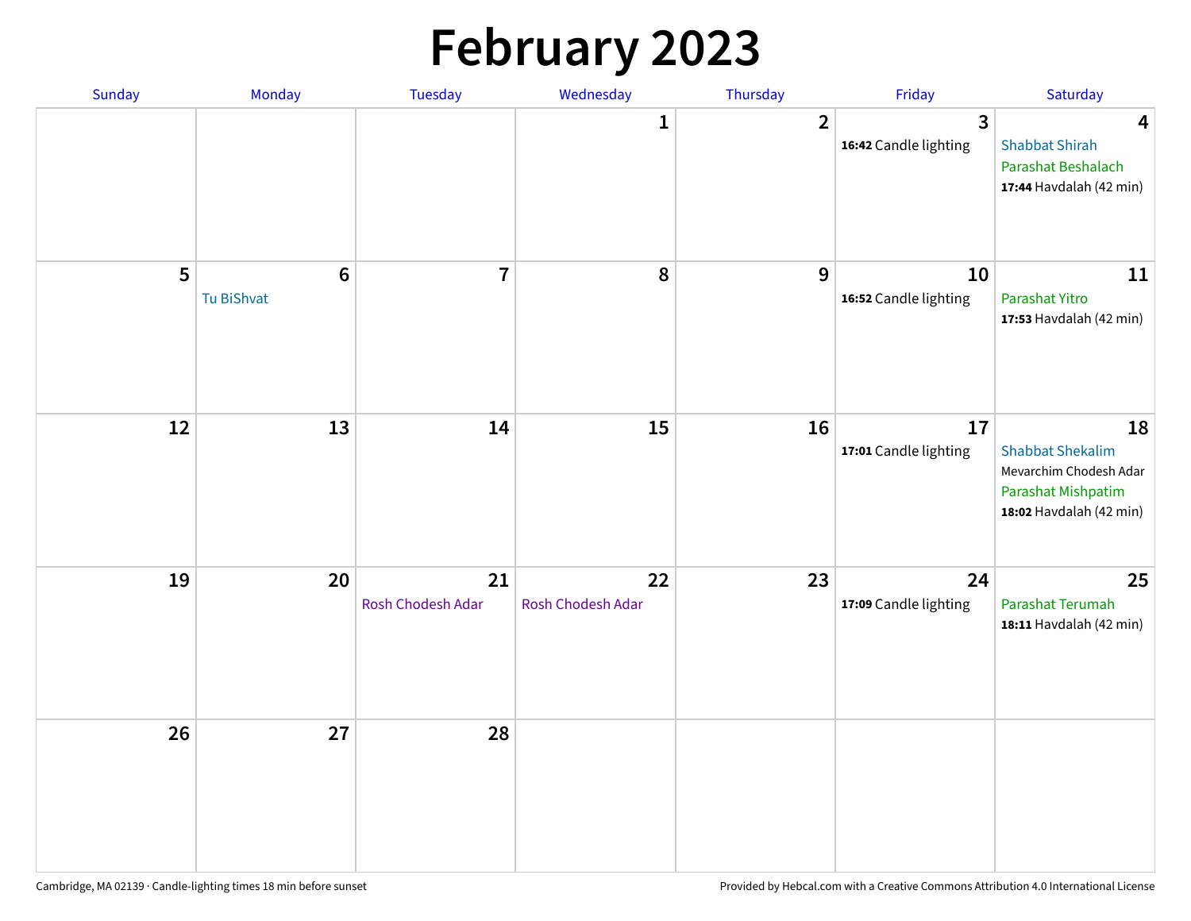# February 2023

| Sunday | Monday | Tuesday | Wednesday | Thursday | Friday | Saturday |
|---|---|---|---|---|---|---|
| | | | 1 | 2 | 3<br>**16:42** Candle lighting | 4<br>Shabbat Shirah<br>Parashat Beshalach<br>**17:44** Havdalah (42 min) |
| 5 | 6<br>Tu BiShvat | 7 | 8 | 9 | 10<br>**16:52** Candle lighting | 11<br>Parashat Yitro<br>**17:53** Havdalah (42 min) |
| 12 | 13 | 14 | 15 | 16 | 17<br>**17:01** Candle lighting | 18<br>Shabbat Shekalim<br>Mevarchim Chodesh Adar<br>Parashat Mishpatim<br>**18:02** Havdalah (42 min) |
| 19 | 20 | 21<br>Rosh Chodesh Adar | 22<br>Rosh Chodesh Adar | 23 | 24<br>**17:09** Candle lighting | 25<br>Parashat Terumah<br>**18:11** Havdalah (42 min) |
| 26 | 27 | 28 | | | | |

Cambridge, MA 02139 · Candle-lighting times 18 min before sunset

Provided by Hebcal.com with a Creative Commons Attribution 4.0 International License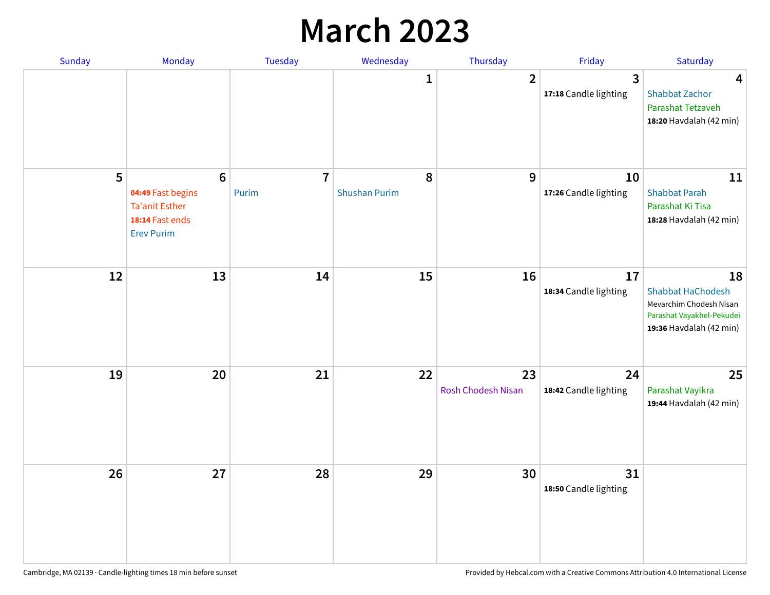# March 2023

| Sunday | Monday | Tuesday | Wednesday | Thursday | Friday | Saturday |
|---|---|---|---|---|---|---|
| | | | 1 | 2 | 3<br>**17:18** Candle lighting | 4<br>Shabbat Zachor<br>Parashat Tetzaveh<br>**18:20** Havdalah (42 min) |
| 5 | 6<br>**04:49** Fast begins<br>Ta'anit Esther<br>**18:14** Fast ends<br>Erev Purim | 7<br>Purim | 8<br>Shushan Purim | 9 | 10<br>**17:26** Candle lighting | 11<br>Shabbat Parah<br>Parashat Ki Tisa<br>**18:28** Havdalah (42 min) |
| 12 | 13 | 14 | 15 | 16 | 17<br>**18:34** Candle lighting | 18<br>Shabbat HaChodesh<br>Mevarchim Chodesh Nisan<br>Parashat Vayakhel-Pekudei<br>**19:36** Havdalah (42 min) |
| 19 | 20 | 21 | 22 | 23<br>Rosh Chodesh Nisan | 24<br>**18:42** Candle lighting | 25<br>Parashat Vayikra<br>**19:44** Havdalah (42 min) |
| 26 | 27 | 28 | 29 | 30 | 31<br>**18:50** Candle lighting | |

Cambridge, MA 02139 · Candle-lighting times 18 min before sunset

Provided by Hebcal.com with a Creative Commons Attribution 4.0 International License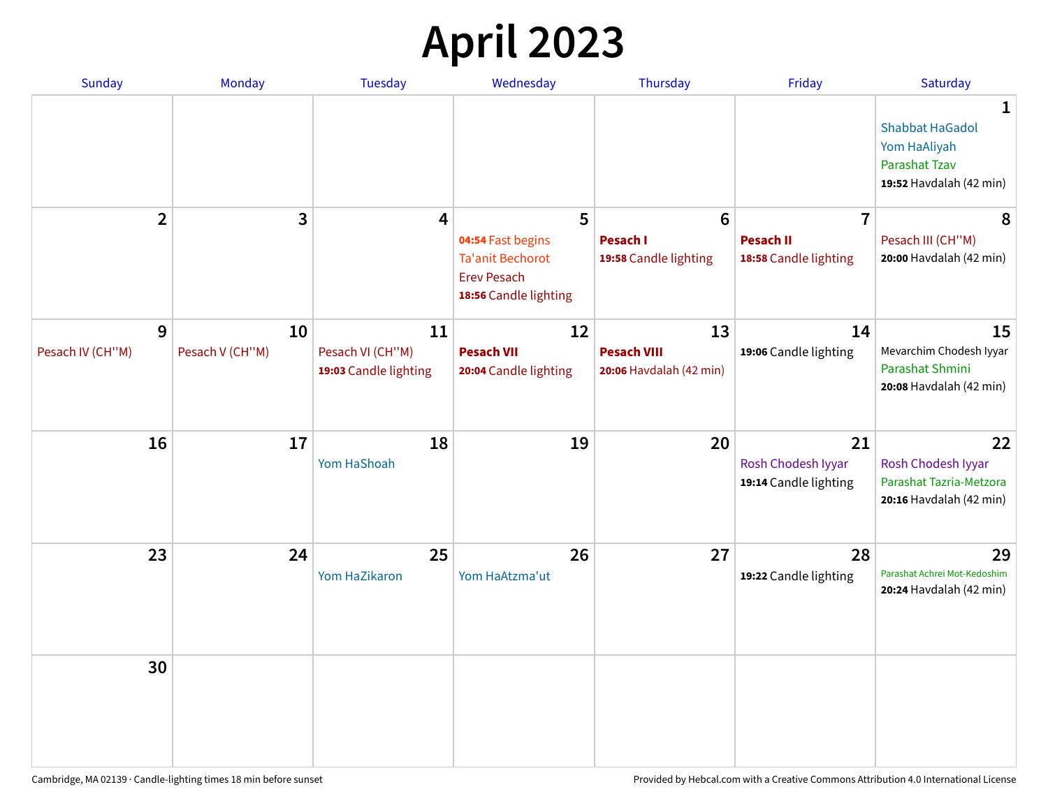# April 2023

| Sunday | Monday | Tuesday | Wednesday | Thursday | Friday | Saturday |
| --- | --- | --- | --- | --- | --- | --- |
| | | | | | | **1**<br>Shabbat HaGadol<br>Yom HaAliyah<br>Parashat Tzav<br>**19:52** Havdalah (42 min) |
| **2** | **3** | **4** | **5**<br>**04:54** Fast begins<br>Ta'anit Bechorot<br>Erev Pesach<br>**18:56** Candle lighting | **6**<br>**Pesach I**<br>**19:58** Candle lighting | **7**<br>**Pesach II**<br>**18:58** Candle lighting | **8**<br>Pesach III (CH''M)<br>**20:00** Havdalah (42 min) |
| **9**<br>Pesach IV (CH''M) | **10**<br>Pesach V (CH''M) | **11**<br>Pesach VI (CH''M)<br>**19:03** Candle lighting | **12**<br>**Pesach VII**<br>**20:04** Candle lighting | **13**<br>**Pesach VIII**<br>**20:06** Havdalah (42 min) | **14**<br>**19:06** Candle lighting | **15**<br>Mevarchim Chodesh Iyyar<br>Parashat Shmini<br>**20:08** Havdalah (42 min) |
| **16** | **17** | **18**<br>Yom HaShoah | **19** | **20** | **21**<br>Rosh Chodesh Iyyar<br>**19:14** Candle lighting | **22**<br>Rosh Chodesh Iyyar<br>Parashat Tazria-Metzora<br>**20:16** Havdalah (42 min) |
| **23** | **24** | **25**<br>Yom HaZikaron | **26**<br>Yom HaAtzma'ut | **27** | **28**<br>**19:22** Candle lighting | **29**<br>Parashat Achrei Mot-Kedoshim<br>**20:24** Havdalah (42 min) |
| **30** | | | | | | |

Cambridge, MA 02139 · Candle-lighting times 18 min before sunset

Provided by Hebcal.com with a Creative Commons Attribution 4.0 International License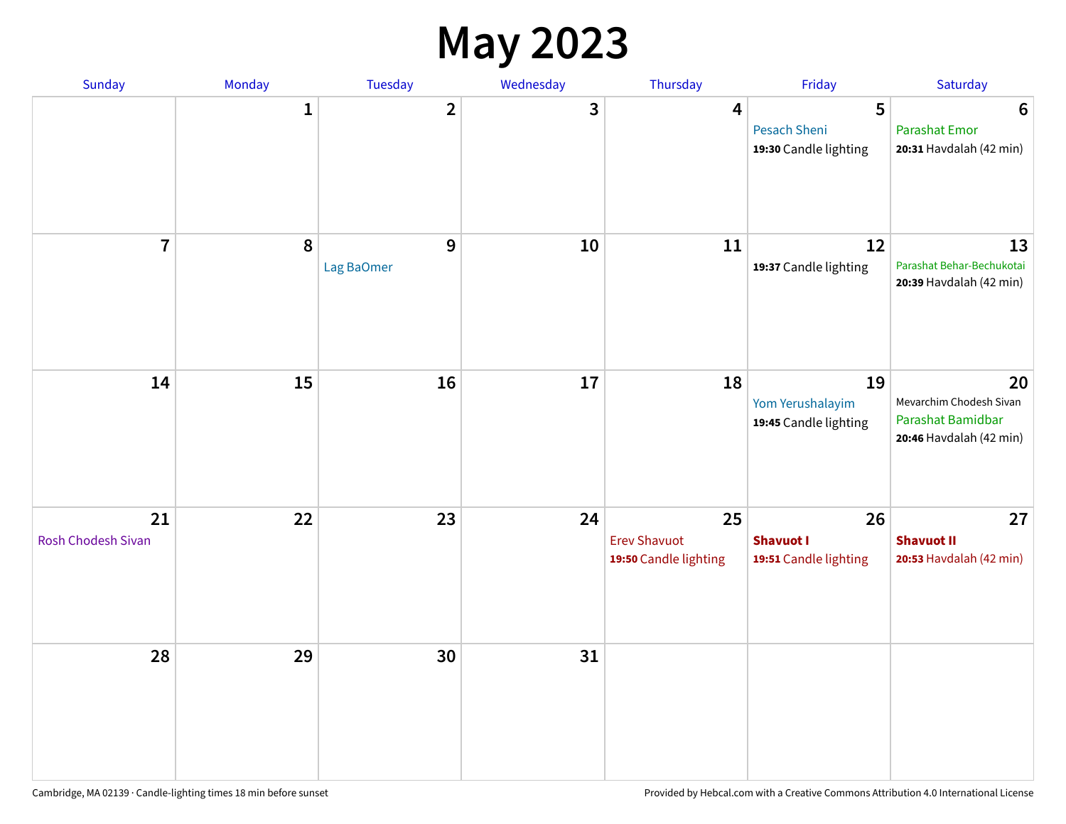# May 2023

| Sunday | Monday | Tuesday | Wednesday | Thursday | Friday | Saturday |
| --- | --- | --- | --- | --- | --- | --- |
| | 1 | 2 | 3 | 4 | 5<br>Pesach Sheni<br>**19:30** Candle lighting | 6<br>Parashat Emor<br>**20:31** Havdalah (42 min) |
| 7 | 8 | 9<br>Lag BaOmer | 10 | 11 | 12<br>**19:37** Candle lighting | 13<br>Parashat Behar-Bechukotai<br>**20:39** Havdalah (42 min) |
| 14 | 15 | 16 | 17 | 18 | 19<br>Yom Yerushalayim<br>**19:45** Candle lighting | 20<br>Mevarchim Chodesh Sivan<br>Parashat Bamidbar<br>**20:46** Havdalah (42 min) |
| 21<br>Rosh Chodesh Sivan | 22 | 23 | 24 | 25<br>Erev Shavuot<br>**19:50** Candle lighting | 26<br>**Shavuot I**<br>**19:51** Candle lighting | 27<br>**Shavuot II**<br>**20:53** Havdalah (42 min) |
| 28 | 29 | 30 | 31 | | | |

Cambridge, MA 02139 · Candle-lighting times 18 min before sunset

Provided by Hebcal.com with a Creative Commons Attribution 4.0 International License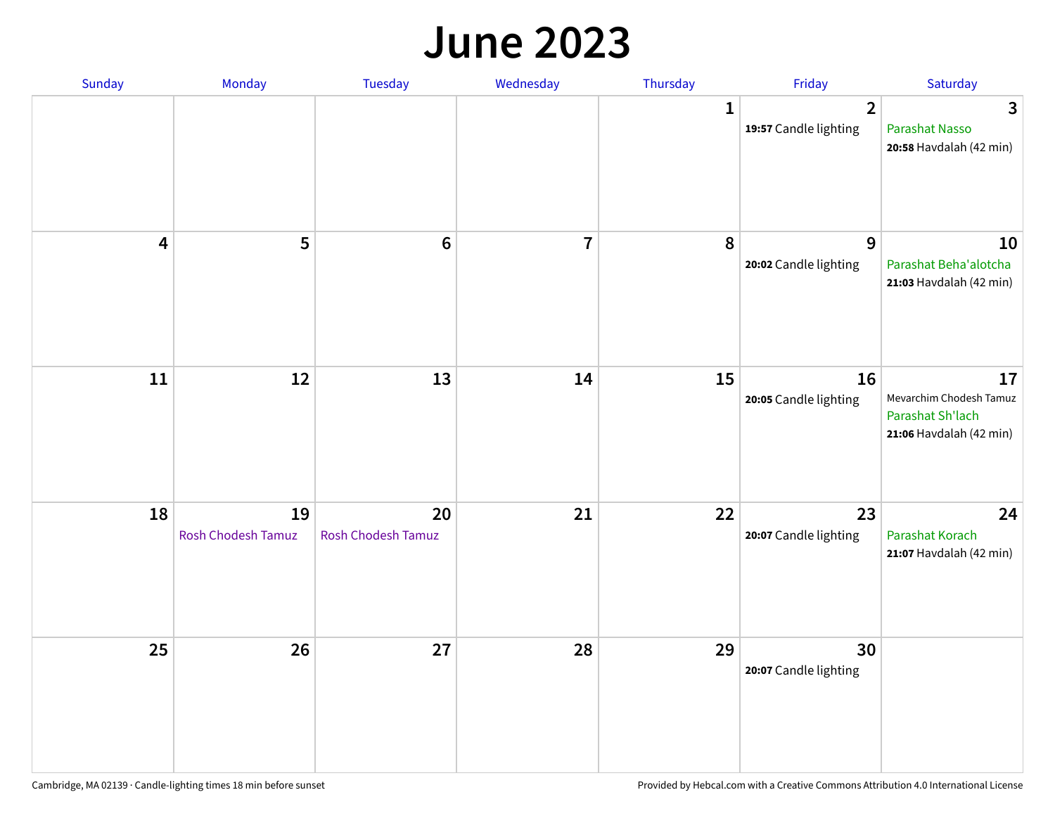# June 2023

| Sunday | Monday | Tuesday | Wednesday | Thursday | Friday | Saturday |
|---|---|---|---|---|---|---|
| | | | | 1 | 2<br>**19:57** Candle lighting | 3<br>Parashat Nasso<br>**20:58** Havdalah (42 min) |
| 4 | 5 | 6 | 7 | 8 | 9<br>**20:02** Candle lighting | 10<br>Parashat Beha'alotcha<br>**21:03** Havdalah (42 min) |
| 11 | 12 | 13 | 14 | 15 | 16<br>**20:05** Candle lighting | 17<br>Mevarchim Chodesh Tamuz<br>Parashat Sh'lach<br>**21:06** Havdalah (42 min) |
| 18 | 19<br>Rosh Chodesh Tamuz | 20<br>Rosh Chodesh Tamuz | 21 | 22 | 23<br>**20:07** Candle lighting | 24<br>Parashat Korach<br>**21:07** Havdalah (42 min) |
| 25 | 26 | 27 | 28 | 29 | 30<br>**20:07** Candle lighting | |

Cambridge, MA 02139 · Candle-lighting times 18 min before sunset

Provided by Hebcal.com with a Creative Commons Attribution 4.0 International License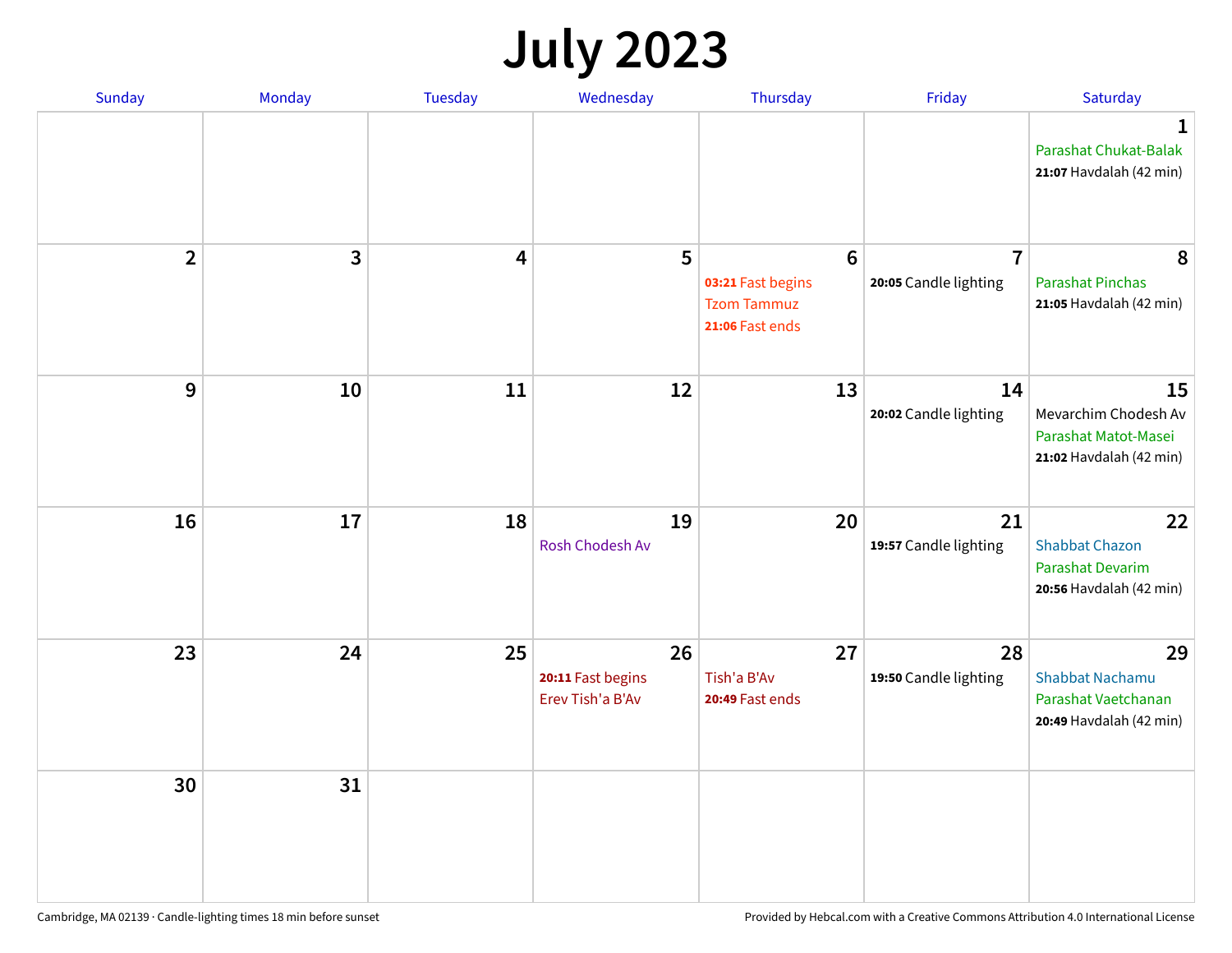# July 2023

| Sunday | Monday | Tuesday | Wednesday | Thursday | Friday | Saturday |
|---|---|---|---|---|---|---|
| | | | | | | **1** Parashat Chukat-Balak **21:07** Havdalah (42 min) |
| **2** | **3** | **4** | **5** | **6** **03:21** Fast begins Tzom Tammuz **21:06** Fast ends | **7** **20:05** Candle lighting | **8** Parashat Pinchas **21:05** Havdalah (42 min) |
| **9** | **10** | **11** | **12** | **13** | **14** **20:02** Candle lighting | **15** Mevarchim Chodesh Av Parashat Matot-Masei **21:02** Havdalah (42 min) |
| **16** | **17** | **18** | **19** Rosh Chodesh Av | **20** | **21** **19:57** Candle lighting | **22** Shabbat Chazon Parashat Devarim **20:56** Havdalah (42 min) |
| **23** | **24** | **25** | **26** **20:11** Fast begins Erev Tish'a B'Av | **27** Tish'a B'Av **20:49** Fast ends | **28** **19:50** Candle lighting | **29** Shabbat Nachamu Parashat Vaetchanan **20:49** Havdalah (42 min) |
| **30** | **31** | | | | | |

Cambridge, MA 02139 · Candle-lighting times 18 min before sunset

Provided by Hebcal.com with a Creative Commons Attribution 4.0 International License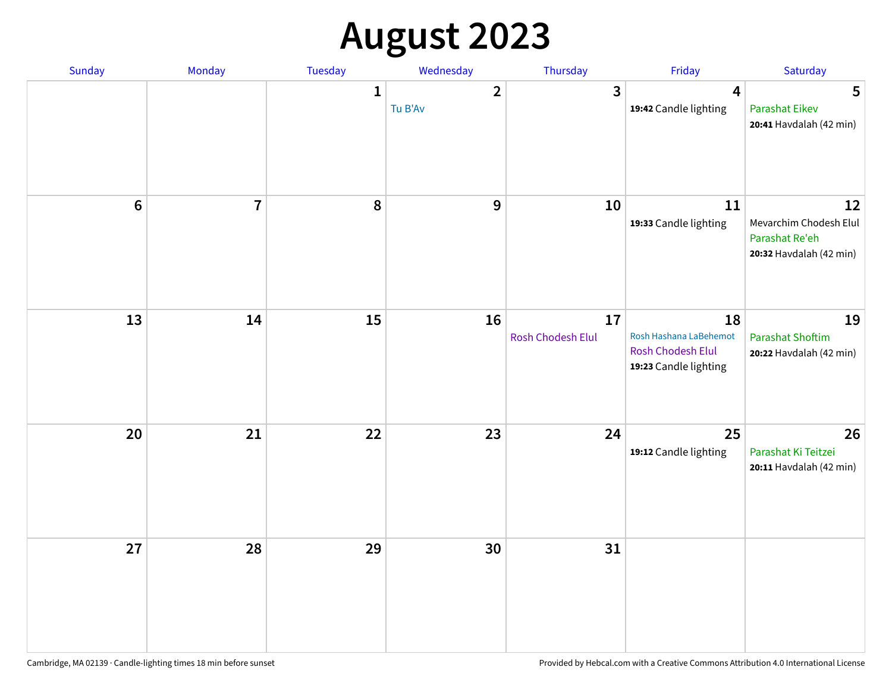# August 2023

| Sunday | Monday | Tuesday | Wednesday | Thursday | Friday | Saturday |
|---|---|---|---|---|---|---|
| | | 1 | 2<br>Tu B'Av | 3 | 4<br>**19:42** Candle lighting | 5<br>Parashat Eikev<br>**20:41** Havdalah (42 min) |
| 6 | 7 | 8 | 9 | 10 | 11<br>**19:33** Candle lighting | 12<br>Mevarchim Chodesh Elul<br>Parashat Re'eh<br>**20:32** Havdalah (42 min) |
| 13 | 14 | 15 | 16 | 17<br>Rosh Chodesh Elul | 18<br>Rosh Hashana LaBehemot<br>Rosh Chodesh Elul<br>**19:23** Candle lighting | 19<br>Parashat Shoftim<br>**20:22** Havdalah (42 min) |
| 20 | 21 | 22 | 23 | 24 | 25<br>**19:12** Candle lighting | 26<br>Parashat Ki Teitzei<br>**20:11** Havdalah (42 min) |
| 27 | 28 | 29 | 30 | 31 | | |

Cambridge, MA 02139 · Candle-lighting times 18 min before sunset

Provided by Hebcal.com with a Creative Commons Attribution 4.0 International License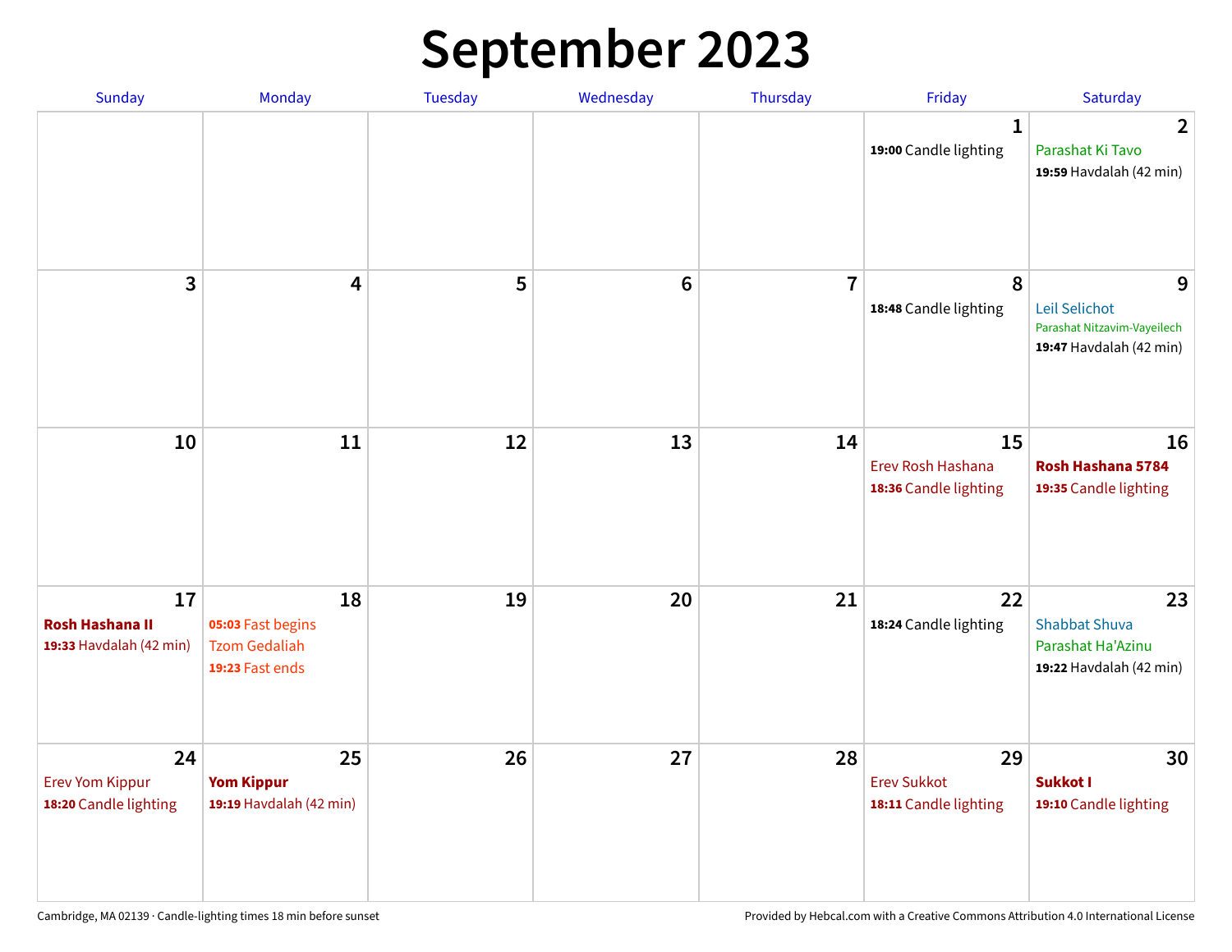# September 2023

| Sunday | Monday | Tuesday | Wednesday | Thursday | Friday | Saturday |
|---|---|---|---|---|---|---|
| | | | | | **1**<br>**19:00** Candle lighting | **2**<br>Parashat Ki Tavo<br>**19:59** Havdalah (42 min) |
| **3** | **4** | **5** | **6** | **7** | **8**<br>**18:48** Candle lighting | **9**<br>Leil Selichot<br>Parashat Nitzavim-Vayeilech<br>**19:47** Havdalah (42 min) |
| **10** | **11** | **12** | **13** | **14** | **15**<br>Erev Rosh Hashana<br>**18:36** Candle lighting | **16**<br>**Rosh Hashana 5784**<br>**19:35** Candle lighting |
| **17**<br>**Rosh Hashana II**<br>**19:33** Havdalah (42 min) | **18**<br>**05:03** Fast begins<br>Tzom Gedaliah<br>**19:23** Fast ends | **19** | **20** | **21** | **22**<br>**18:24** Candle lighting | **23**<br>Shabbat Shuva<br>Parashat Ha'Azinu<br>**19:22** Havdalah (42 min) |
| **24**<br>Erev Yom Kippur<br>**18:20** Candle lighting | **25**<br>**Yom Kippur**<br>**19:19** Havdalah (42 min) | **26** | **27** | **28** | **29**<br>Erev Sukkot<br>**18:11** Candle lighting | **30**<br>**Sukkot I**<br>**19:10** Candle lighting |

Cambridge, MA 02139 · Candle-lighting times 18 min before sunset

Provided by Hebcal.com with a Creative Commons Attribution 4.0 International License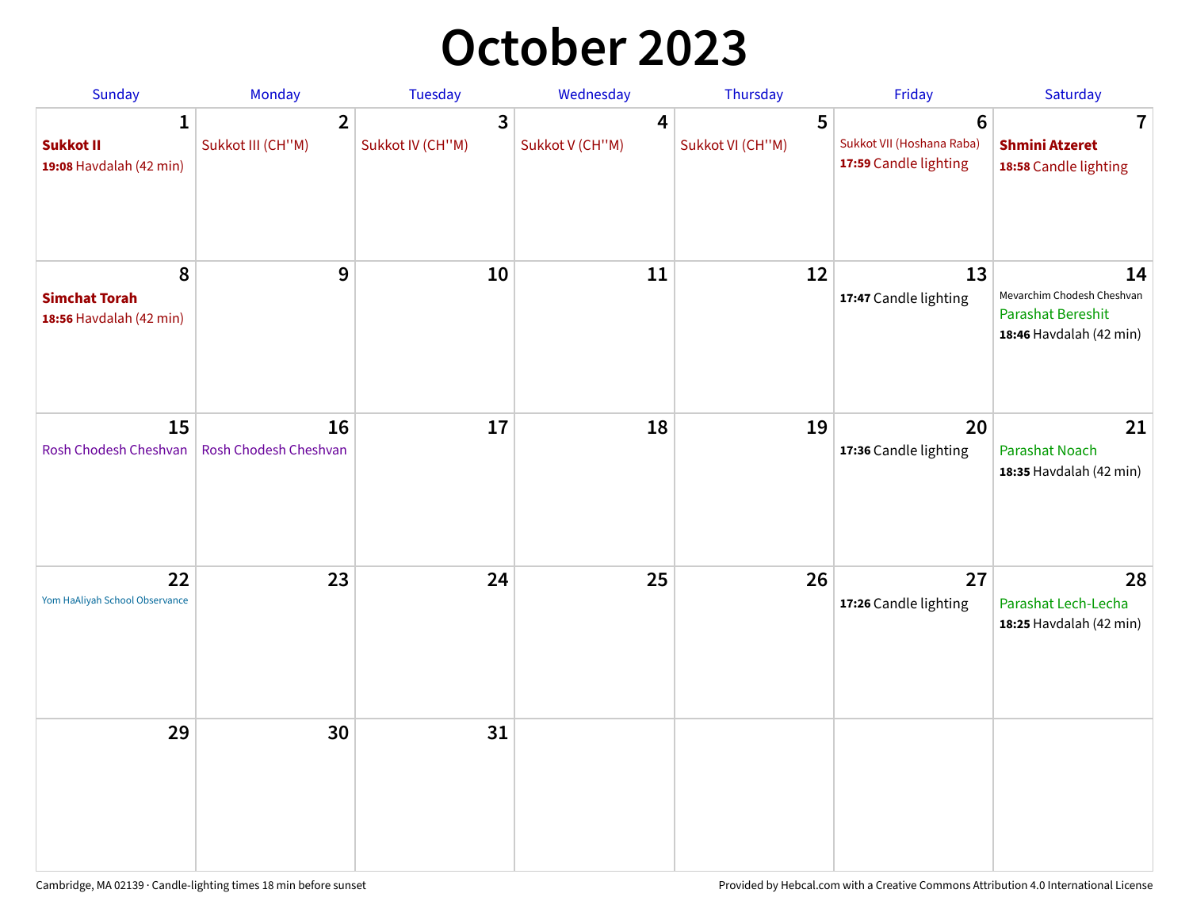# October 2023

| Sunday | Monday | Tuesday | Wednesday | Thursday | Friday | Saturday |
|---|---|---|---|---|---|---|
| 1 **Sukkot II** **19:08** Havdalah (42 min) | 2 Sukkot III (CH''M) | 3 Sukkot IV (CH''M) | 4 Sukkot V (CH''M) | 5 Sukkot VI (CH''M) | 6 Sukkot VII (Hoshana Raba) **17:59** Candle lighting | 7 **Shmini Atzeret** **18:58** Candle lighting |
| 8 **Simchat Torah** **18:56** Havdalah (42 min) | 9 | 10 | 11 | 12 | 13 **17:47** Candle lighting | 14 Mevarchim Chodesh Cheshvan Parashat Bereshit **18:46** Havdalah (42 min) |
| 15 Rosh Chodesh Cheshvan | 16 Rosh Chodesh Cheshvan | 17 | 18 | 19 | 20 **17:36** Candle lighting | 21 Parashat Noach **18:35** Havdalah (42 min) |
| 22 Yom HaAliyah School Observance | 23 | 24 | 25 | 26 | 27 **17:26** Candle lighting | 28 Parashat Lech-Lecha **18:25** Havdalah (42 min) |
| 29 | 30 | 31 | | | | |

Cambridge, MA 02139 · Candle-lighting times 18 min before sunset

Provided by Hebcal.com with a Creative Commons Attribution 4.0 International License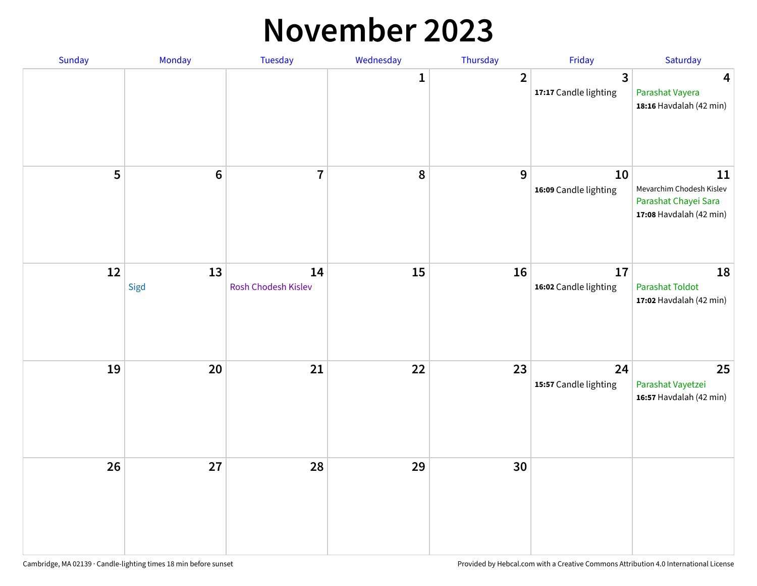# November 2023

| Sunday | Monday | Tuesday | Wednesday | Thursday | Friday | Saturday |
|---|---|---|---|---|---|---|
| | | | 1 | 2 | 3<br>**17:17** Candle lighting | 4<br>Parashat Vayera<br>**18:16** Havdalah (42 min) |
| 5 | 6 | 7 | 8 | 9 | 10<br>**16:09** Candle lighting | 11<br>Mevarchim Chodesh Kislev<br>Parashat Chayei Sara<br>**17:08** Havdalah (42 min) |
| 12 | 13<br>Sigd | 14<br>Rosh Chodesh Kislev | 15 | 16 | 17<br>**16:02** Candle lighting | 18<br>Parashat Toldot<br>**17:02** Havdalah (42 min) |
| 19 | 20 | 21 | 22 | 23 | 24<br>**15:57** Candle lighting | 25<br>Parashat Vayetzei<br>**16:57** Havdalah (42 min) |
| 26 | 27 | 28 | 29 | 30 | | |

Cambridge, MA 02139 · Candle-lighting times 18 min before sunset

Provided by Hebcal.com with a Creative Commons Attribution 4.0 International License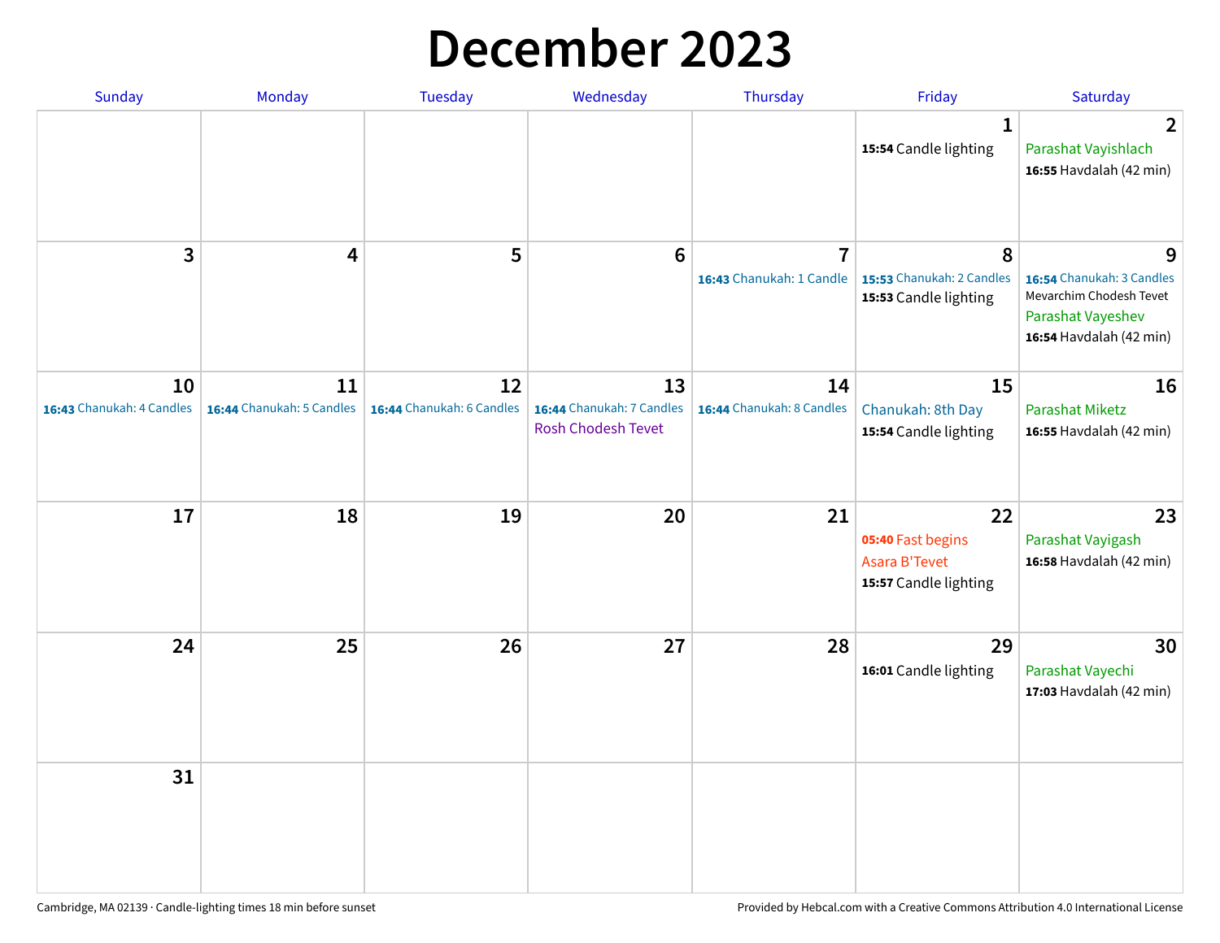# December 2023

| Sunday | Monday | Tuesday | Wednesday | Thursday | Friday | Saturday |
|---|---|---|---|---|---|---|
| | | | | | 1<br>**15:54** Candle lighting | 2<br>Parashat Vayishlach<br>**16:55** Havdalah (42 min) |
| 3 | 4 | 5 | 6 | 7<br>**16:43** Chanukah: 1 Candle | 8<br>**15:53** Chanukah: 2 Candles<br>**15:53** Candle lighting | 9<br>**16:54** Chanukah: 3 Candles<br>Mevarchim Chodesh Tevet<br>Parashat Vayeshev<br>**16:54** Havdalah (42 min) |
| 10<br>**16:43** Chanukah: 4 Candles | 11<br>**16:44** Chanukah: 5 Candles | 12<br>**16:44** Chanukah: 6 Candles | 13<br>**16:44** Chanukah: 7 Candles<br>Rosh Chodesh Tevet | 14<br>**16:44** Chanukah: 8 Candles | 15<br>Chanukah: 8th Day<br>**15:54** Candle lighting | 16<br>Parashat Miketz<br>**16:55** Havdalah (42 min) |
| 17 | 18 | 19 | 20 | 21 | 22<br>**05:40** Fast begins<br>Asara B'Tevet<br>**15:57** Candle lighting | 23<br>Parashat Vayigash<br>**16:58** Havdalah (42 min) |
| 24 | 25 | 26 | 27 | 28 | 29<br>**16:01** Candle lighting | 30<br>Parashat Vayechi<br>**17:03** Havdalah (42 min) |
| 31 | | | | | | |

Cambridge, MA 02139 · Candle-lighting times 18 min before sunset

Provided by Hebcal.com with a Creative Commons Attribution 4.0 International License